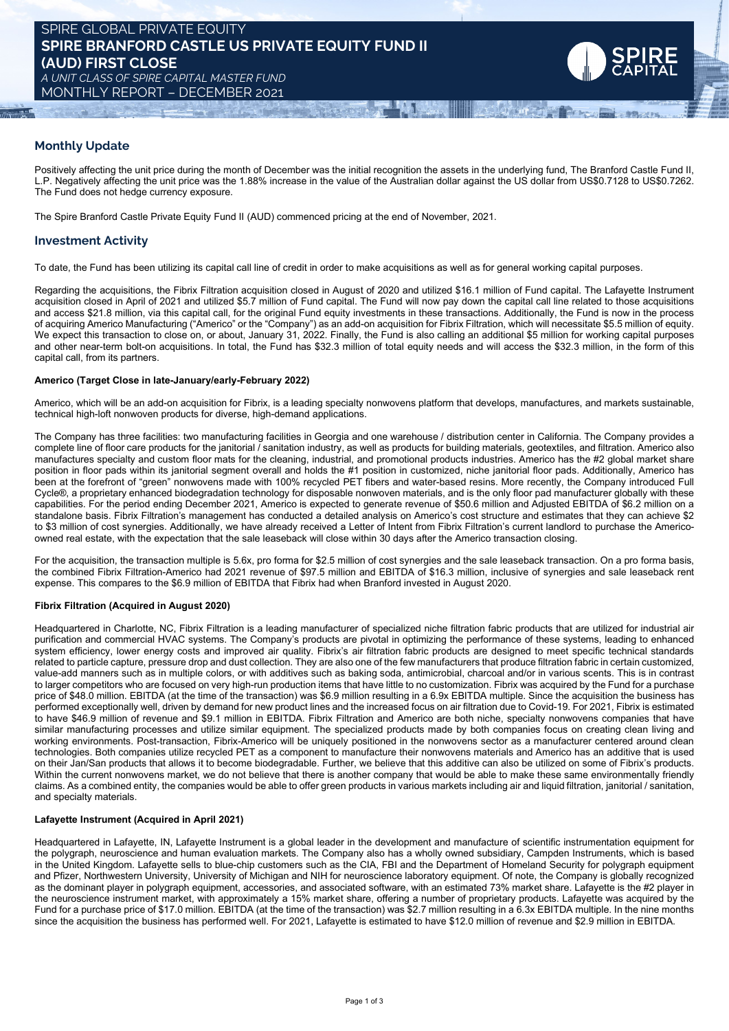# SPIRE GLOBAL PRIVATE EQUITY
# SPIRE BRANFORD CASTLE US PRIVATE EQUITY FUND II (AUD) FIRST CLOSE

*A UNIT CLASS OF SPIRE CAPITAL MASTER FUND*

MONTHLY REPORT – DECEMBER 2021

## Monthly Update

Positively affecting the unit price during the month of December was the initial recognition the assets in the underlying fund, The Branford Castle Fund II, L.P. Negatively affecting the unit price was the 1.88% increase in the value of the Australian dollar against the US dollar from US$0.7128 to US$0.7262. The Fund does not hedge currency exposure.

The Spire Branford Castle Private Equity Fund II (AUD) commenced pricing at the end of November, 2021.

## Investment Activity

To date, the Fund has been utilizing its capital call line of credit in order to make acquisitions as well as for general working capital purposes.

Regarding the acquisitions, the Fibrix Filtration acquisition closed in August of 2020 and utilized $16.1 million of Fund capital. The Lafayette Instrument acquisition closed in April of 2021 and utilized $5.7 million of Fund capital. The Fund will now pay down the capital call line related to those acquisitions and access $21.8 million, via this capital call, for the original Fund equity investments in these transactions. Additionally, the Fund is now in the process of acquiring Americo Manufacturing ("Americo" or the "Company") as an add-on acquisition for Fibrix Filtration, which will necessitate $5.5 million of equity. We expect this transaction to close on, or about, January 31, 2022. Finally, the Fund is also calling an additional $5 million for working capital purposes and other near-term bolt-on acquisitions. In total, the Fund has $32.3 million of total equity needs and will access the $32.3 million, in the form of this capital call, from its partners.

### Americo (Target Close in late-January/early-February 2022)

Americo, which will be an add-on acquisition for Fibrix, is a leading specialty nonwovens platform that develops, manufactures, and markets sustainable, technical high-loft nonwoven products for diverse, high-demand applications.

The Company has three facilities: two manufacturing facilities in Georgia and one warehouse / distribution center in California. The Company provides a complete line of floor care products for the janitorial / sanitation industry, as well as products for building materials, geotextiles, and filtration. Americo also manufactures specialty and custom floor mats for the cleaning, industrial, and promotional products industries. Americo has the #2 global market share position in floor pads within its janitorial segment overall and holds the #1 position in customized, niche janitorial floor pads. Additionally, Americo has been at the forefront of "green" nonwovens made with 100% recycled PET fibers and water-based resins. More recently, the Company introduced Full Cycle®, a proprietary enhanced biodegradation technology for disposable nonwoven materials, and is the only floor pad manufacturer globally with these capabilities. For the period ending December 2021, Americo is expected to generate revenue of $50.6 million and Adjusted EBITDA of $6.2 million on a standalone basis. Fibrix Filtration's management has conducted a detailed analysis on Americo's cost structure and estimates that they can achieve $2 to $3 million of cost synergies. Additionally, we have already received a Letter of Intent from Fibrix Filtration's current landlord to purchase the Americo-owned real estate, with the expectation that the sale leaseback will close within 30 days after the Americo transaction closing.

For the acquisition, the transaction multiple is 5.6x, pro forma for $2.5 million of cost synergies and the sale leaseback transaction. On a pro forma basis, the combined Fibrix Filtration-Americo had 2021 revenue of $97.5 million and EBITDA of $16.3 million, inclusive of synergies and sale leaseback rent expense. This compares to the $6.9 million of EBITDA that Fibrix had when Branford invested in August 2020.

### Fibrix Filtration (Acquired in August 2020)

Headquartered in Charlotte, NC, Fibrix Filtration is a leading manufacturer of specialized niche filtration fabric products that are utilized for industrial air purification and commercial HVAC systems. The Company's products are pivotal in optimizing the performance of these systems, leading to enhanced system efficiency, lower energy costs and improved air quality. Fibrix's air filtration fabric products are designed to meet specific technical standards related to particle capture, pressure drop and dust collection. They are also one of the few manufacturers that produce filtration fabric in certain customized, value-add manners such as in multiple colors, or with additives such as baking soda, antimicrobial, charcoal and/or in various scents. This is in contrast to larger competitors who are focused on very high-run production items that have little to no customization. Fibrix was acquired by the Fund for a purchase price of $48.0 million. EBITDA (at the time of the transaction) was $6.9 million resulting in a 6.9x EBITDA multiple. Since the acquisition the business has performed exceptionally well, driven by demand for new product lines and the increased focus on air filtration due to Covid-19. For 2021, Fibrix is estimated to have $46.9 million of revenue and $9.1 million in EBITDA. Fibrix Filtration and Americo are both niche, specialty nonwovens companies that have similar manufacturing processes and utilize similar equipment. The specialized products made by both companies focus on creating clean living and working environments. Post-transaction, Fibrix-Americo will be uniquely positioned in the nonwovens sector as a manufacturer centered around clean technologies. Both companies utilize recycled PET as a component to manufacture their nonwovens materials and Americo has an additive that is used on their Jan/San products that allows it to become biodegradable. Further, we believe that this additive can also be utilized on some of Fibrix's products. Within the current nonwovens market, we do not believe that there is another company that would be able to make these same environmentally friendly claims. As a combined entity, the companies would be able to offer green products in various markets including air and liquid filtration, janitorial / sanitation, and specialty materials.

### Lafayette Instrument (Acquired in April 2021)

Headquartered in Lafayette, IN, Lafayette Instrument is a global leader in the development and manufacture of scientific instrumentation equipment for the polygraph, neuroscience and human evaluation markets. The Company also has a wholly owned subsidiary, Campden Instruments, which is based in the United Kingdom. Lafayette sells to blue-chip customers such as the CIA, FBI and the Department of Homeland Security for polygraph equipment and Pfizer, Northwestern University, University of Michigan and NIH for neuroscience laboratory equipment. Of note, the Company is globally recognized as the dominant player in polygraph equipment, accessories, and associated software, with an estimated 73% market share. Lafayette is the #2 player in the neuroscience instrument market, with approximately a 15% market share, offering a number of proprietary products. Lafayette was acquired by the Fund for a purchase price of $17.0 million. EBITDA (at the time of the transaction) was $2.7 million resulting in a 6.3x EBITDA multiple. In the nine months since the acquisition the business has performed well. For 2021, Lafayette is estimated to have $12.0 million of revenue and $2.9 million in EBITDA.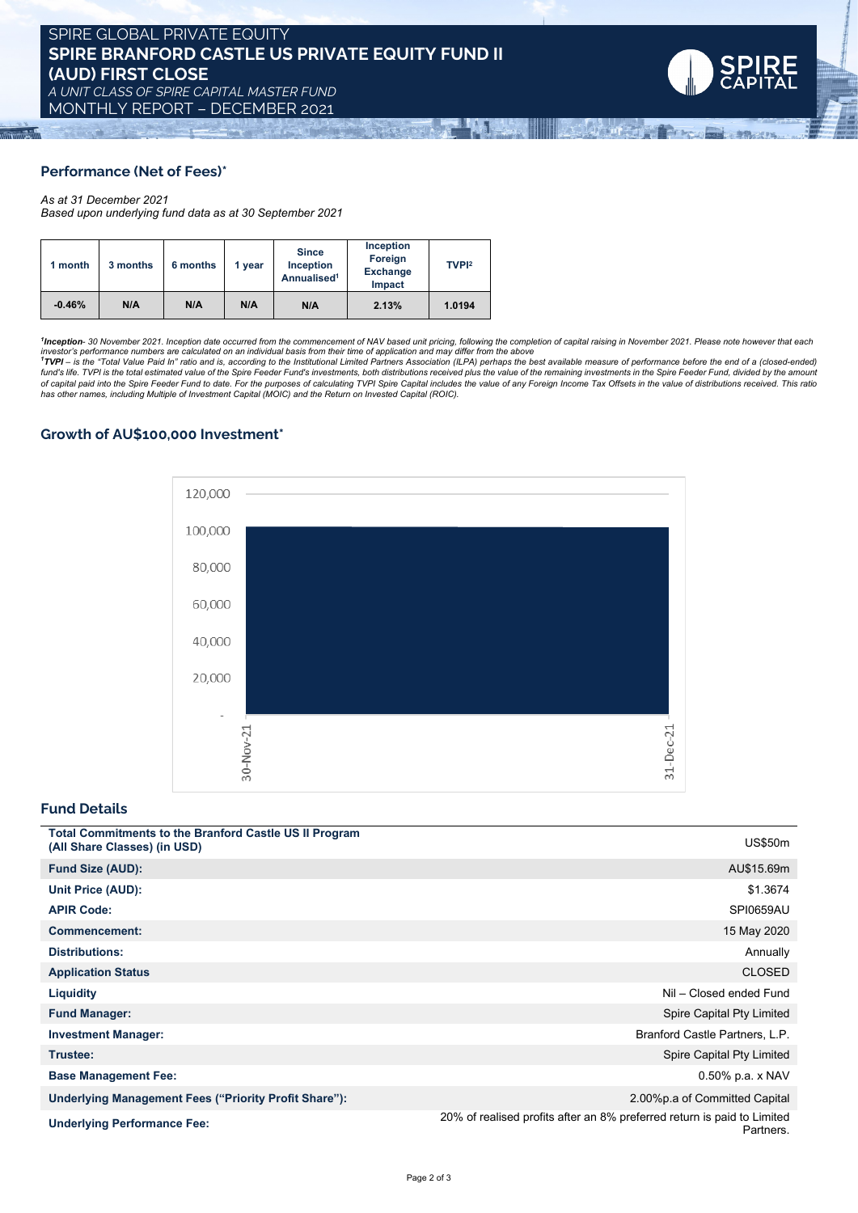# SPIRE GLOBAL PRIVATE EQUITY

## SPIRE BRANFORD CASTLE US PRIVATE EQUITY FUND II (AUD) FIRST CLOSE

*A UNIT CLASS OF SPIRE CAPITAL MASTER FUND*

MONTHLY REPORT – DECEMBER 2021

### Performance (Net of Fees)*

*As at 31 December 2021*
*Based upon underlying fund data as at 30 September 2021*

| 1 month | 3 months | 6 months | 1 year | Since Inception Annualised[1] | Inception Foreign Exchange Impact | TVPI[2] |
|---|---|---|---|---|---|---|
| -0.46% | N/A | N/A | N/A | N/A | 2.13% | 1.0194 |

*[1]**Inception**- 30 November 2021. Inception date occurred from the commencement of NAV based unit pricing, following the completion of capital raising in November 2021. Please note however that each investor's performance numbers are calculated on an individual basis from their time of application and may differ from the above*
*[1]**TVPI** – is the "Total Value Paid In" ratio and is, according to the Institutional Limited Partners Association (ILPA) perhaps the best available measure of performance before the end of a (closed-ended) fund's life. TVPI is the total estimated value of the Spire Feeder Fund's investments, both distributions received plus the value of the remaining investments in the Spire Feeder Fund, divided by the amount of capital paid into the Spire Feeder Fund to date. For the purposes of calculating TVPI Spire Capital includes the value of any Foreign Income Tax Offsets in the value of distributions received. This ratio has other names, including Multiple of Investment Capital (MOIC) and the Return on Invested Capital (ROIC).*

### Growth of AU$100,000 Investment*

| Date | Value |
|---|---|
| 30-Nov-21 | ~100,000 |
| 31-Dec-21 | ~100,000 |

### Fund Details

| | |
|---|---|
| **Total Commitments to the Branford Castle US II Program (All Share Classes) (in USD)** | US$50m |
| **Fund Size (AUD):** | AU$15.69m |
| **Unit Price (AUD):** | $1.3674 |
| **APIR Code:** | SPI0659AU |
| **Commencement:** | 15 May 2020 |
| **Distributions:** | Annually |
| **Application Status** | CLOSED |
| **Liquidity** | Nil – Closed ended Fund |
| **Fund Manager:** | Spire Capital Pty Limited |
| **Investment Manager:** | Branford Castle Partners, L.P. |
| **Trustee:** | Spire Capital Pty Limited |
| **Base Management Fee:** | 0.50% p.a. x NAV |
| **Underlying Management Fees ("Priority Profit Share"):** | 2.00%p.a of Committed Capital |
| **Underlying Performance Fee:** | 20% of realised profits after an 8% preferred return is paid to Limited Partners. |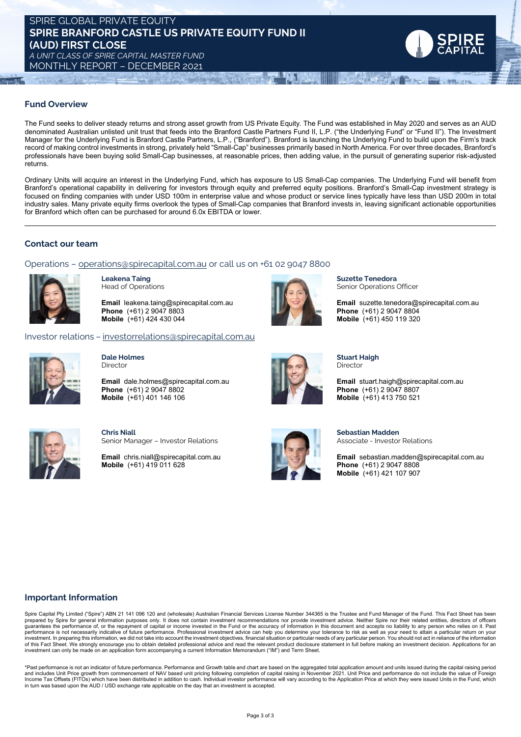SPIRE GLOBAL PRIVATE EQUITY

# SPIRE BRANFORD CASTLE US PRIVATE EQUITY FUND II (AUD) FIRST CLOSE

*A UNIT CLASS OF SPIRE CAPITAL MASTER FUND*

MONTHLY REPORT – DECEMBER 2021

## Fund Overview

The Fund seeks to deliver steady returns and strong asset growth from US Private Equity. The Fund was established in May 2020 and serves as an AUD denominated Australian unlisted unit trust that feeds into the Branford Castle Partners Fund II, L.P. ("the Underlying Fund" or "Fund II"). The Investment Manager for the Underlying Fund is Branford Castle Partners, L.P., ("Branford"). Branford is launching the Underlying Fund to build upon the Firm's track record of making control investments in strong, privately held "Small-Cap" businesses primarily based in North America. For over three decades, Branford's professionals have been buying solid Small-Cap businesses, at reasonable prices, then adding value, in the pursuit of generating superior risk-adjusted returns.

Ordinary Units will acquire an interest in the Underlying Fund, which has exposure to US Small-Cap companies. The Underlying Fund will benefit from Branford's operational capability in delivering for investors through equity and preferred equity positions. Branford's Small-Cap investment strategy is focused on finding companies with under USD 100m in enterprise value and whose product or service lines typically have less than USD 200m in total industry sales. Many private equity firms overlook the types of Small-Cap companies that Branford invests in, leaving significant actionable opportunities for Branford which often can be purchased for around 6.0x EBITDA or lower.

## Contact our team

### Operations – operations@spirecapital.com.au or call us on +61 02 9047 8800

**Leakena Taing**
Head of Operations

**Email** leakena.taing@spirecapital.com.au
**Phone** (+61) 2 9047 8803
**Mobile** (+61) 424 430 044

**Suzette Tenedora**
Senior Operations Officer

**Email** suzette.tenedora@spirecapital.com.au
**Phone** (+61) 2 9047 8804
**Mobile** (+61) 450 119 320

### Investor relations – investorrelations@spirecapital.com.au

**Dale Holmes**
Director

**Email** dale.holmes@spirecapital.com.au
**Phone** (+61) 2 9047 8802
**Mobile** (+61) 401 146 106

**Stuart Haigh**
Director

**Email** stuart.haigh@spirecapital.com.au
**Phone** (+61) 2 9047 8807
**Mobile** (+61) 413 750 521

**Chris Niall**
Senior Manager – Investor Relations

**Email** chris.niall@spirecapital.com.au
**Mobile** (+61) 419 011 628

**Sebastian Madden**
Associate - Investor Relations

**Email** sebastian.madden@spirecapital.com.au
**Phone** (+61) 2 9047 8808
**Mobile** (+61) 421 107 907

## Important Information

Spire Capital Pty Limited ("Spire") ABN 21 141 096 120 and (wholesale) Australian Financial Services License Number 344365 is the Trustee and Fund Manager of the Fund. This Fact Sheet has been prepared by Spire for general information purposes only. It does not contain investment recommendations nor provide investment advice. Neither Spire nor their related entities, directors of officers guarantees the performance of, or the repayment of capital or income invested in the Fund or the accuracy of information in this document and accepts no liability to any person who relies on it. Past performance is not necessarily indicative of future performance. Professional investment advice can help you determine your tolerance to risk as well as your need to attain a particular return on your investment. In preparing this information, we did not take into account the investment objectives, financial situation or particular needs of any particular person. You should not act in reliance of the information of this Fact Sheet. We strongly encourage you to obtain detailed professional advice and read the relevant product disclosure statement in full before making an investment decision. Applications for an investment can only be made on an application form accompanying a current Information Memorandum ("IM") and Term Sheet.

*Past performance is not an indicator of future performance. Performance and Growth table and chart are based on the aggregated total application amount and units issued during the capital raising period and includes Unit Price growth from commencement of NAV based unit pricing following completion of capital raising in November 2021. Unit Price and performance do not include the value of Foreign Income Tax Offsets (FITOs) which have been distributed in addition to cash. Individual investor performance will vary according to the Application Price at which they were issued Units in the Fund, which in turn was based upon the AUD / USD exchange rate applicable on the day that an investment is accepted.